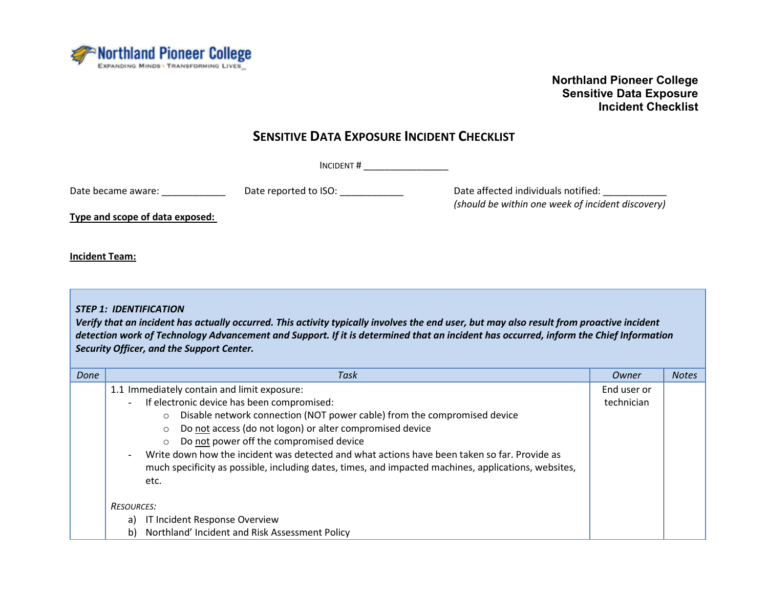Northland Pioneer College
Sensitive Data Exposure
Incident Checklist

# SENSITIVE DATA EXPOSURE INCIDENT CHECKLIST

INCIDENT # ________________

Date became aware: ____________ Date reported to ISO: ____________ Date affected individuals notified: ____________
*(should be within one week of incident discovery)*

**Type and scope of data exposed:**

**Incident Team:**

***STEP 1: IDENTIFICATION***
***Verify that an incident has actually occurred. This activity typically involves the end user, but may also result from proactive incident detection work of Technology Advancement and Support. If it is determined that an incident has occurred, inform the Chief Information Security Officer, and the Support Center.***

| *Done* | *Task* | *Owner* | *Notes* |
|---|---|---|---|
| | 1.1 Immediately contain and limit exposure:<br>- If electronic device has been compromised:<br>○ Disable network connection (NOT power cable) from the compromised device<br>○ Do not access (do not logon) or alter compromised device<br>○ Do not power off the compromised device<br>- Write down how the incident was detected and what actions have been taken so far. Provide as much specificity as possible, including dates, times, and impacted machines, applications, websites, etc.<br><br>*RESOURCES:*<br>a) IT Incident Response Overview<br>b) Northland' Incident and Risk Assessment Policy | End user or technician | |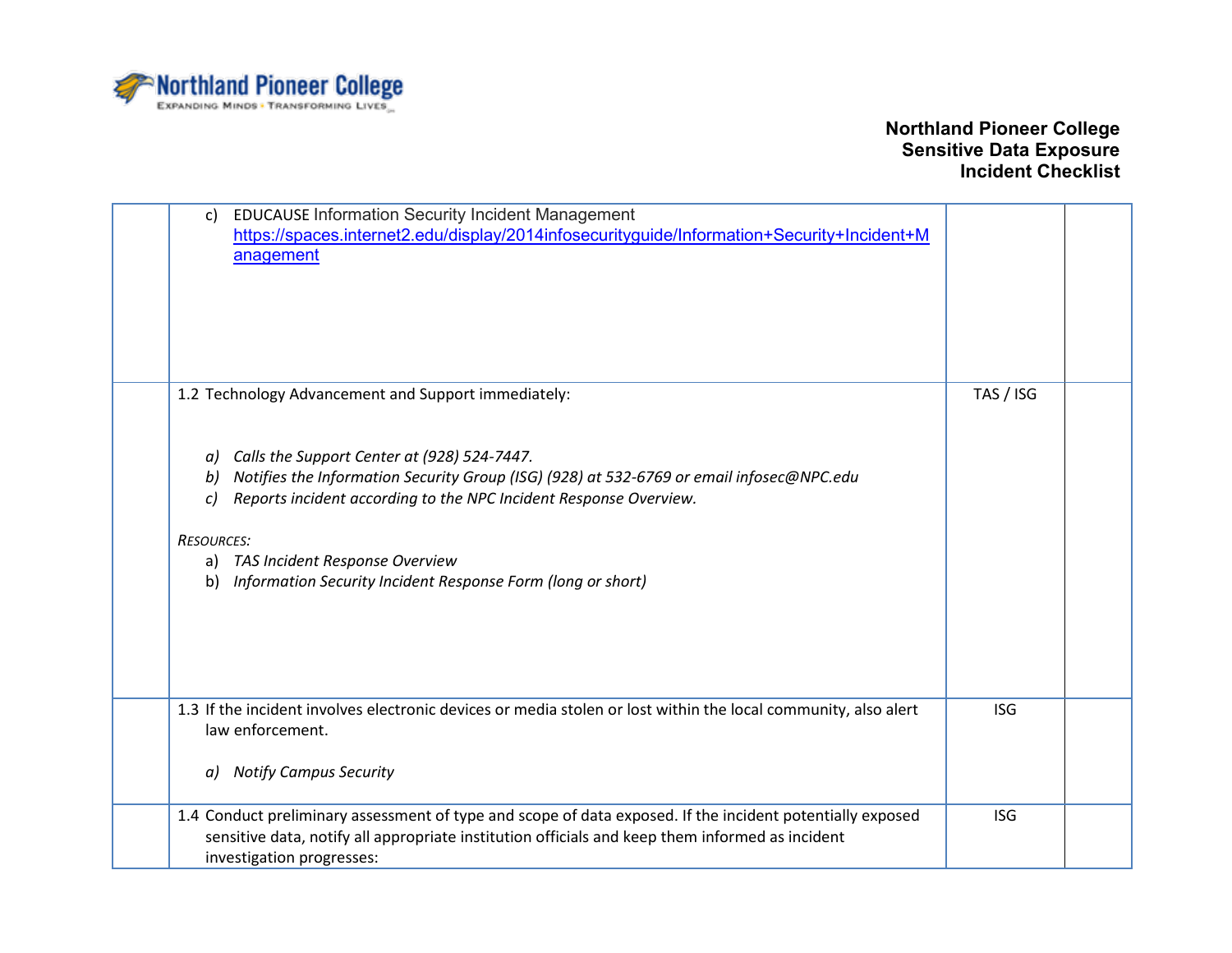| | | | |
|---|---|---|---|
| | c) EDUCAUSE Information Security Incident Management [https://spaces.internet2.edu/display/2014infosecurityguide/Information+Security+Incident+Management](https://spaces.internet2.edu/display/2014infosecurityguide/Information+Security+Incident+Management) | | |
| | 1.2 Technology Advancement and Support immediately:<br><br>*a) Calls the Support Center at (928) 524-7447.*<br>*b) Notifies the Information Security Group (ISG) (928) at 532-6769 or email infosec@NPC.edu*<br>*c) Reports incident according to the NPC Incident Response Overview.*<br><br>*RESOURCES:*<br>a) *TAS Incident Response Overview*<br>b) *Information Security Incident Response Form (long or short)* | TAS / ISG | |
| | 1.3 If the incident involves electronic devices or media stolen or lost within the local community, also alert law enforcement.<br><br>*a) Notify Campus Security* | ISG | |
| | 1.4 Conduct preliminary assessment of type and scope of data exposed. If the incident potentially exposed sensitive data, notify all appropriate institution officials and keep them informed as incident investigation progresses: | ISG | |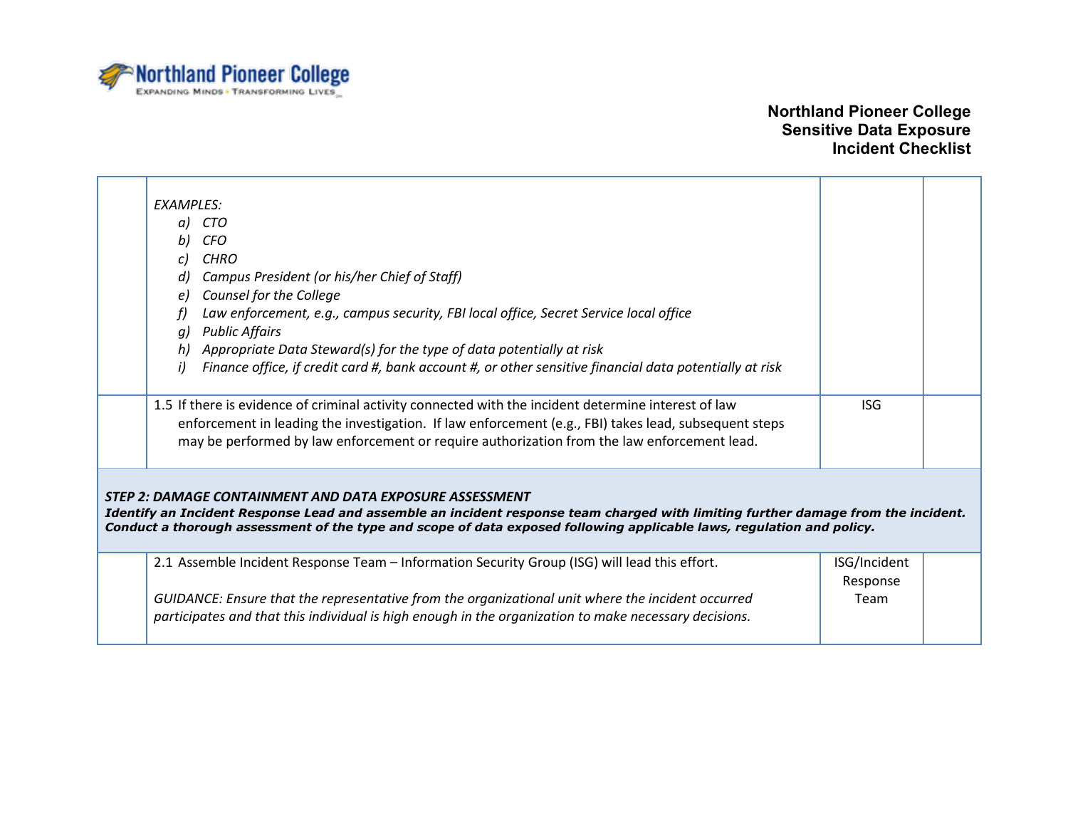| | | | |
|---|---|---|---|
| | *EXAMPLES:*<br>*a) CTO*<br>*b) CFO*<br>*c) CHRO*<br>*d) Campus President (or his/her Chief of Staff)*<br>*e) Counsel for the College*<br>*f) Law enforcement, e.g., campus security, FBI local office, Secret Service local office*<br>*g) Public Affairs*<br>*h) Appropriate Data Steward(s) for the type of data potentially at risk*<br>*i) Finance office, if credit card #, bank account #, or other sensitive financial data potentially at risk* | | |
| | 1.5 If there is evidence of criminal activity connected with the incident determine interest of law enforcement in leading the investigation. If law enforcement (e.g., FBI) takes lead, subsequent steps may be performed by law enforcement or require authorization from the law enforcement lead. | ISG | |
| ***STEP 2: DAMAGE CONTAINMENT AND DATA EXPOSURE ASSESSMENT***<br>***Identify an Incident Response Lead and assemble an incident response team charged with limiting further damage from the incident. Conduct a thorough assessment of the type and scope of data exposed following applicable laws, regulation and policy.*** | | | |
| | 2.1 Assemble Incident Response Team – Information Security Group (ISG) will lead this effort.<br><br>*GUIDANCE: Ensure that the representative from the organizational unit where the incident occurred participates and that this individual is high enough in the organization to make necessary decisions.* | ISG/Incident Response Team | |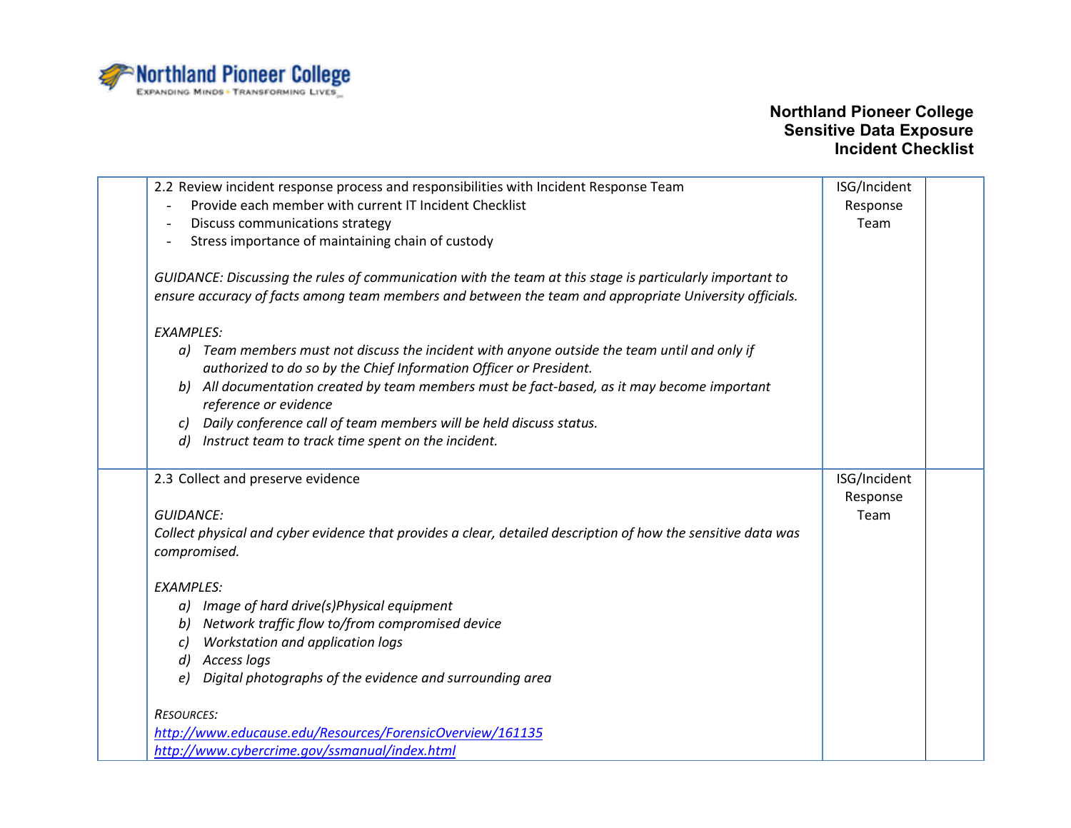| | | | |
|---|---|---|---|
| | 2.2 Review incident response process and responsibilities with Incident Response Team<br>- Provide each member with current IT Incident Checklist<br>- Discuss communications strategy<br>- Stress importance of maintaining chain of custody<br><br>*GUIDANCE: Discussing the rules of communication with the team at this stage is particularly important to ensure accuracy of facts among team members and between the team and appropriate University officials.*<br><br>*EXAMPLES:*<br>*a) Team members must not discuss the incident with anyone outside the team until and only if authorized to do so by the Chief Information Officer or President.*<br>*b) All documentation created by team members must be fact-based, as it may become important reference or evidence*<br>*c) Daily conference call of team members will be held discuss status.*<br>*d) Instruct team to track time spent on the incident.* | ISG/Incident Response Team | |
| | 2.3 Collect and preserve evidence<br><br>*GUIDANCE:*<br>*Collect physical and cyber evidence that provides a clear, detailed description of how the sensitive data was compromised.*<br><br>*EXAMPLES:*<br>*a) Image of hard drive(s)Physical equipment*<br>*b) Network traffic flow to/from compromised device*<br>*c) Workstation and application logs*<br>*d) Access logs*<br>*e) Digital photographs of the evidence and surrounding area*<br><br>*RESOURCES:*<br>[http://www.educause.edu/Resources/ForensicOverview/161135](http://www.educause.edu/Resources/ForensicOverview/161135)<br>[http://www.cybercrime.gov/ssmanual/index.html](http://www.cybercrime.gov/ssmanual/index.html) | ISG/Incident Response Team | |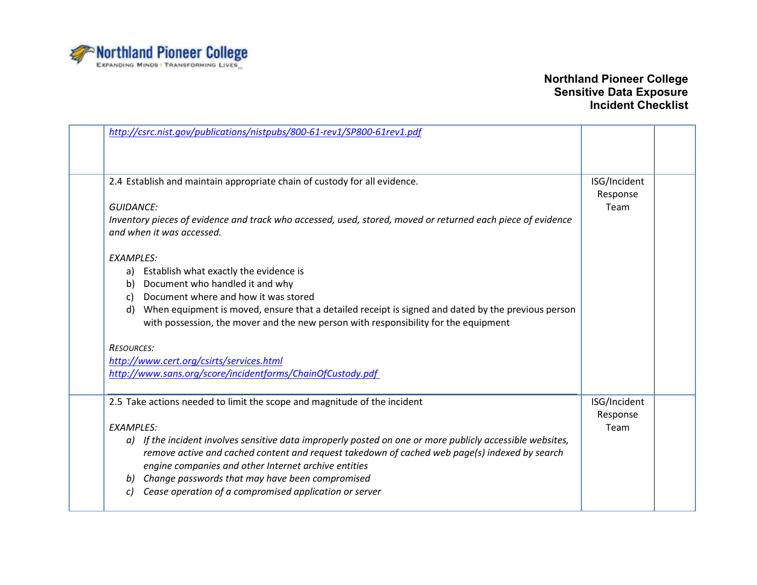| | | | |
|---|---|---|---|
| | http://csrc.nist.gov/publications/nistpubs/800-61-rev1/SP800-61rev1.pdf | | |
| | 2.4 Establish and maintain appropriate chain of custody for all evidence.<br><br>*GUIDANCE:*<br>*Inventory pieces of evidence and track who accessed, used, stored, moved or returned each piece of evidence and when it was accessed.*<br><br>*EXAMPLES:*<br>a) Establish what exactly the evidence is<br>b) Document who handled it and why<br>c) Document where and how it was stored<br>d) When equipment is moved, ensure that a detailed receipt is signed and dated by the previous person with possession, the mover and the new person with responsibility for the equipment<br><br>*RESOURCES:*<br>http://www.cert.org/csirts/services.html<br>http://www.sans.org/score/incidentforms/ChainOfCustody.pdf | ISG/Incident Response Team | |
| | 2.5 Take actions needed to limit the scope and magnitude of the incident<br><br>*EXAMPLES:*<br>*a) If the incident involves sensitive data improperly posted on one or more publicly accessible websites, remove active and cached content and request takedown of cached web page(s) indexed by search engine companies and other Internet archive entities*<br>*b) Change passwords that may have been compromised*<br>*c) Cease operation of a compromised application or server* | ISG/Incident Response Team | |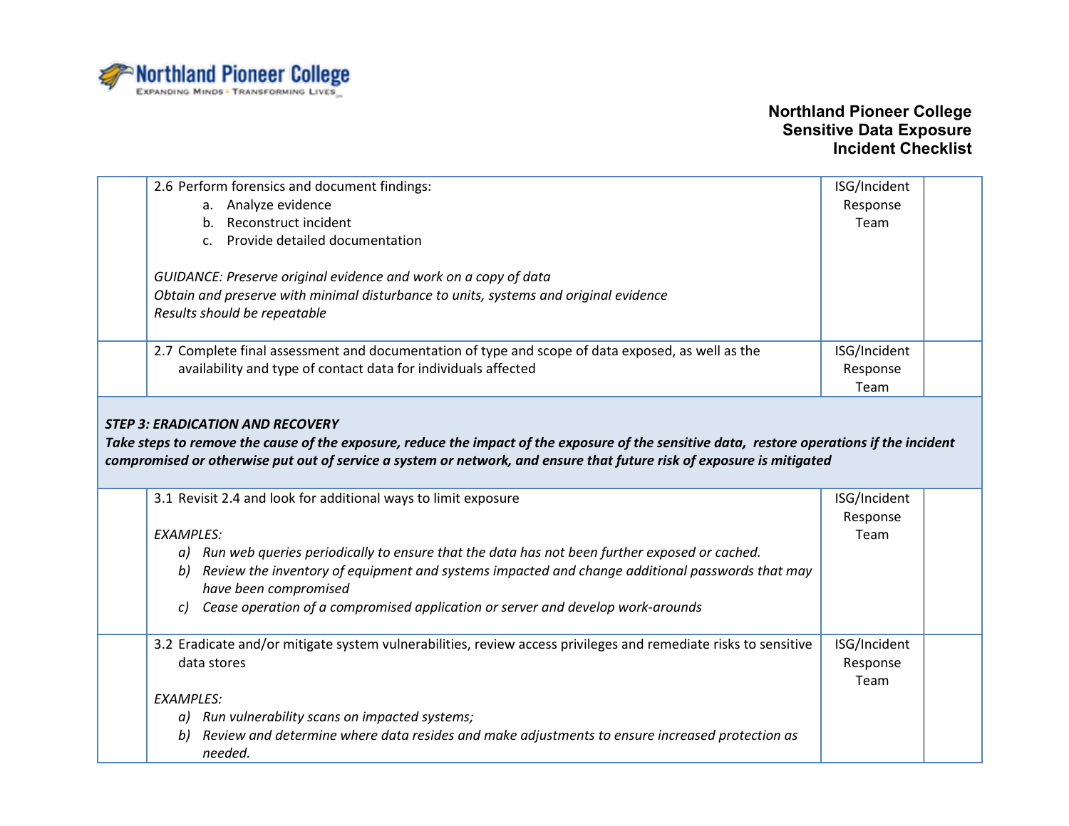| | | | |
|---|---|---|---|
| | 2.6 Perform forensics and document findings:<br>a. Analyze evidence<br>b. Reconstruct incident<br>c. Provide detailed documentation<br><br>*GUIDANCE: Preserve original evidence and work on a copy of data*<br>*Obtain and preserve with minimal disturbance to units, systems and original evidence*<br>*Results should be repeatable* | ISG/Incident Response Team | |
| | 2.7 Complete final assessment and documentation of type and scope of data exposed, as well as the availability and type of contact data for individuals affected | ISG/Incident Response Team | |
| ***STEP 3: ERADICATION AND RECOVERY***<br>***Take steps to remove the cause of the exposure, reduce the impact of the exposure of the sensitive data, restore operations if the incident compromised or otherwise put out of service a system or network, and ensure that future risk of exposure is mitigated*** | | | |
| | 3.1 Revisit 2.4 and look for additional ways to limit exposure<br><br>*EXAMPLES:*<br>*a) Run web queries periodically to ensure that the data has not been further exposed or cached.*<br>*b) Review the inventory of equipment and systems impacted and change additional passwords that may have been compromised*<br>*c) Cease operation of a compromised application or server and develop work-arounds* | ISG/Incident Response Team | |
| | 3.2 Eradicate and/or mitigate system vulnerabilities, review access privileges and remediate risks to sensitive data stores<br><br>*EXAMPLES:*<br>*a) Run vulnerability scans on impacted systems;*<br>*b) Review and determine where data resides and make adjustments to ensure increased protection as needed.* | ISG/Incident Response Team | |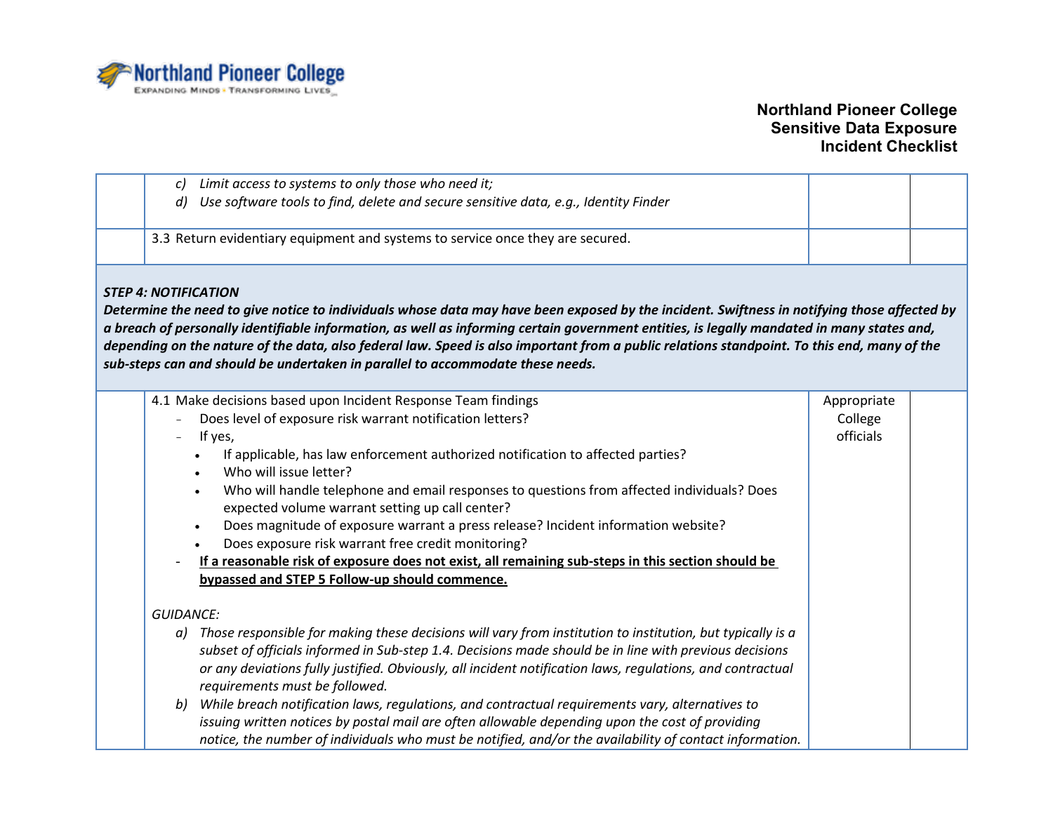| | | | |
|---|---|---|---|
| | *c) Limit access to systems to only those who need it;*<br>*d) Use software tools to find, delete and secure sensitive data, e.g., Identity Finder* | | |
| | 3.3 Return evidentiary equipment and systems to service once they are secured. | | |

***STEP 4: NOTIFICATION***

***Determine the need to give notice to individuals whose data may have been exposed by the incident. Swiftness in notifying those affected by a breach of personally identifiable information, as well as informing certain government entities, is legally mandated in many states and, depending on the nature of the data, also federal law. Speed is also important from a public relations standpoint. To this end, many of the sub-steps can and should be undertaken in parallel to accommodate these needs.***

| | | | |
|---|---|---|---|
| | 4.1 Make decisions based upon Incident Response Team findings<br>- Does level of exposure risk warrant notification letters?<br>- If yes,<br>  • If applicable, has law enforcement authorized notification to affected parties?<br>  • Who will issue letter?<br>  • Who will handle telephone and email responses to questions from affected individuals? Does expected volume warrant setting up call center?<br>  • Does magnitude of exposure warrant a press release? Incident information website?<br>  • Does exposure risk warrant free credit monitoring?<br>- **<u>If a reasonable risk of exposure does not exist, all remaining sub-steps in this section should be bypassed and STEP 5 Follow-up should commence.</u>**<br><br>*GUIDANCE:*<br>*a) Those responsible for making these decisions will vary from institution to institution, but typically is a subset of officials informed in Sub-step 1.4. Decisions made should be in line with previous decisions or any deviations fully justified. Obviously, all incident notification laws, regulations, and contractual requirements must be followed.*<br>*b) While breach notification laws, regulations, and contractual requirements vary, alternatives to issuing written notices by postal mail are often allowable depending upon the cost of providing notice, the number of individuals who must be notified, and/or the availability of contact information.* | Appropriate College officials | |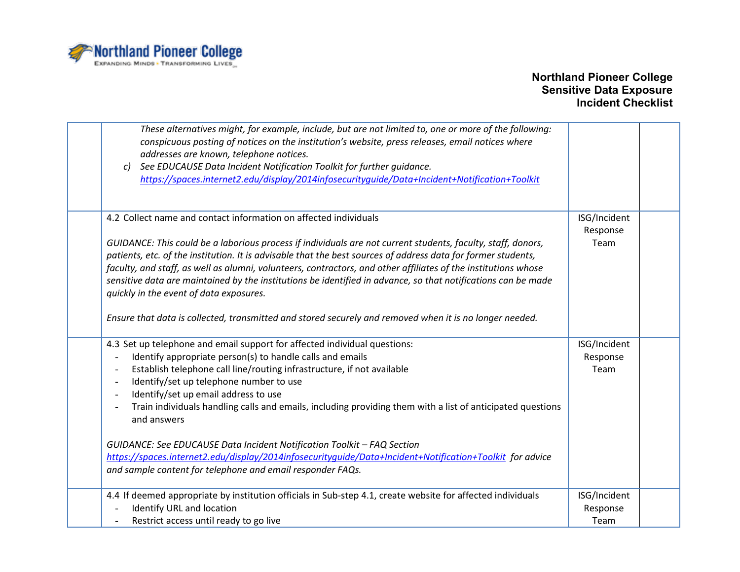| | | | |
|---|---|---|---|
| | *These alternatives might, for example, include, but are not limited to, one or more of the following: conspicuous posting of notices on the institution's website, press releases, email notices where addresses are known, telephone notices.*<br>c) *See EDUCAUSE Data Incident Notification Toolkit for further guidance.* *https://spaces.internet2.edu/display/2014infosecurityguide/Data+Incident+Notification+Toolkit* | | |
| | 4.2 Collect name and contact information on affected individuals<br><br>*GUIDANCE: This could be a laborious process if individuals are not current students, faculty, staff, donors, patients, etc. of the institution. It is advisable that the best sources of address data for former students, faculty, and staff, as well as alumni, volunteers, contractors, and other affiliates of the institutions whose sensitive data are maintained by the institutions be identified in advance, so that notifications can be made quickly in the event of data exposures.*<br><br>*Ensure that data is collected, transmitted and stored securely and removed when it is no longer needed.* | ISG/Incident Response Team | |
| | 4.3 Set up telephone and email support for affected individual questions:<br>- Identify appropriate person(s) to handle calls and emails<br>- Establish telephone call line/routing infrastructure, if not available<br>- Identify/set up telephone number to use<br>- Identify/set up email address to use<br>- Train individuals handling calls and emails, including providing them with a list of anticipated questions and answers<br><br>*GUIDANCE: See EDUCAUSE Data Incident Notification Toolkit – FAQ Section* *https://spaces.internet2.edu/display/2014infosecurityguide/Data+Incident+Notification+Toolkit* *for advice and sample content for telephone and email responder FAQs.* | ISG/Incident Response Team | |
| | 4.4 If deemed appropriate by institution officials in Sub-step 4.1, create website for affected individuals<br>- Identify URL and location<br>- Restrict access until ready to go live | ISG/Incident Response Team | |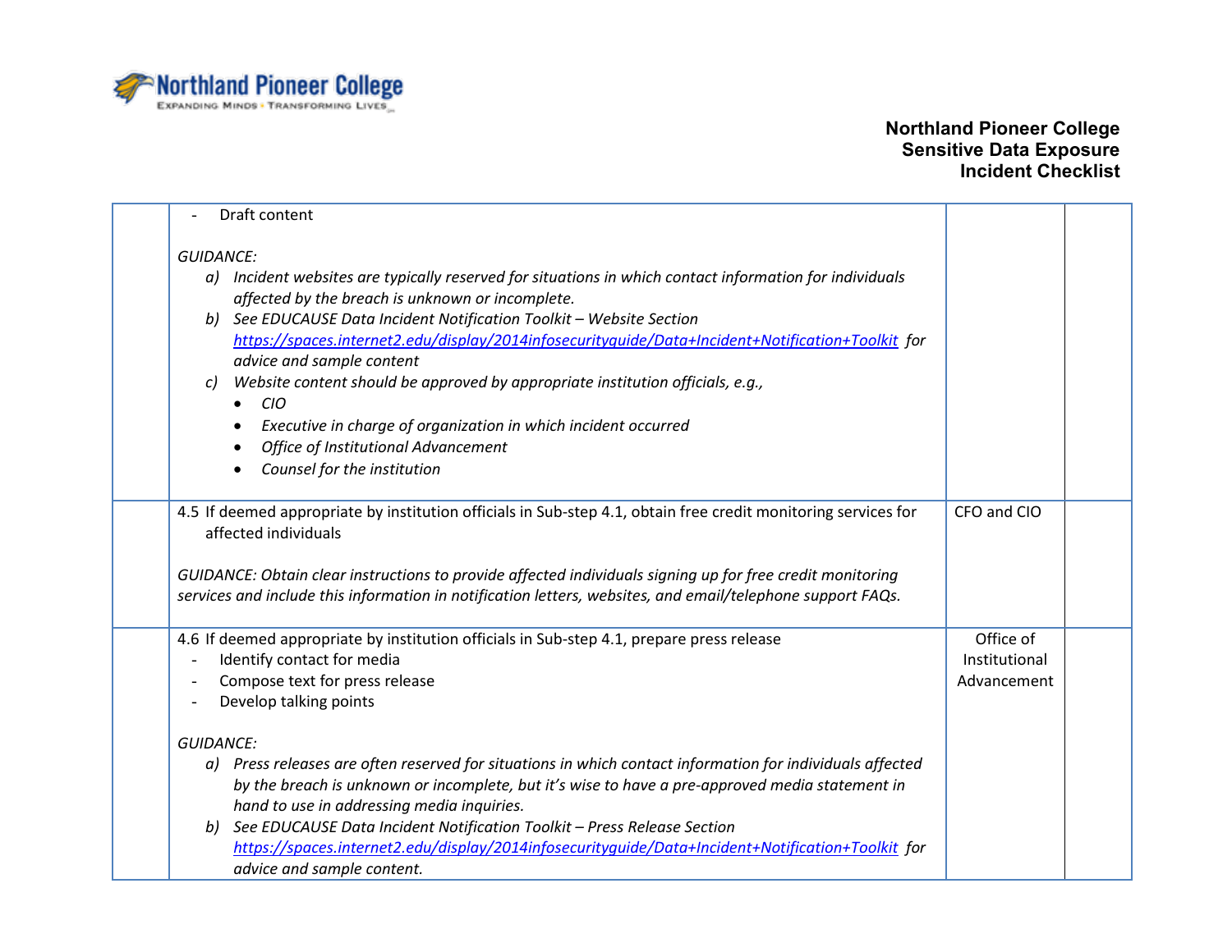| | | | |
|---|---|---|---|
| | - Draft content<br><br>*GUIDANCE:*<br>*a) Incident websites are typically reserved for situations in which contact information for individuals affected by the breach is unknown or incomplete.*<br>*b) See EDUCAUSE Data Incident Notification Toolkit – Website Section [https://spaces.internet2.edu/display/2014infosecurityguide/Data+Incident+Notification+Toolkit](https://spaces.internet2.edu/display/2014infosecurityguide/Data+Incident+Notification+Toolkit) for advice and sample content*<br>*c) Website content should be approved by appropriate institution officials, e.g.,*<br>• *CIO*<br>• *Executive in charge of organization in which incident occurred*<br>• *Office of Institutional Advancement*<br>• *Counsel for the institution* | | |
| | 4.5 If deemed appropriate by institution officials in Sub-step 4.1, obtain free credit monitoring services for affected individuals<br><br>*GUIDANCE: Obtain clear instructions to provide affected individuals signing up for free credit monitoring services and include this information in notification letters, websites, and email/telephone support FAQs.* | CFO and CIO | |
| | 4.6 If deemed appropriate by institution officials in Sub-step 4.1, prepare press release<br>- Identify contact for media<br>- Compose text for press release<br>- Develop talking points<br><br>*GUIDANCE:*<br>*a) Press releases are often reserved for situations in which contact information for individuals affected by the breach is unknown or incomplete, but it's wise to have a pre-approved media statement in hand to use in addressing media inquiries.*<br>*b) See EDUCAUSE Data Incident Notification Toolkit – Press Release Section [https://spaces.internet2.edu/display/2014infosecurityguide/Data+Incident+Notification+Toolkit](https://spaces.internet2.edu/display/2014infosecurityguide/Data+Incident+Notification+Toolkit) for advice and sample content.* | Office of Institutional Advancement | |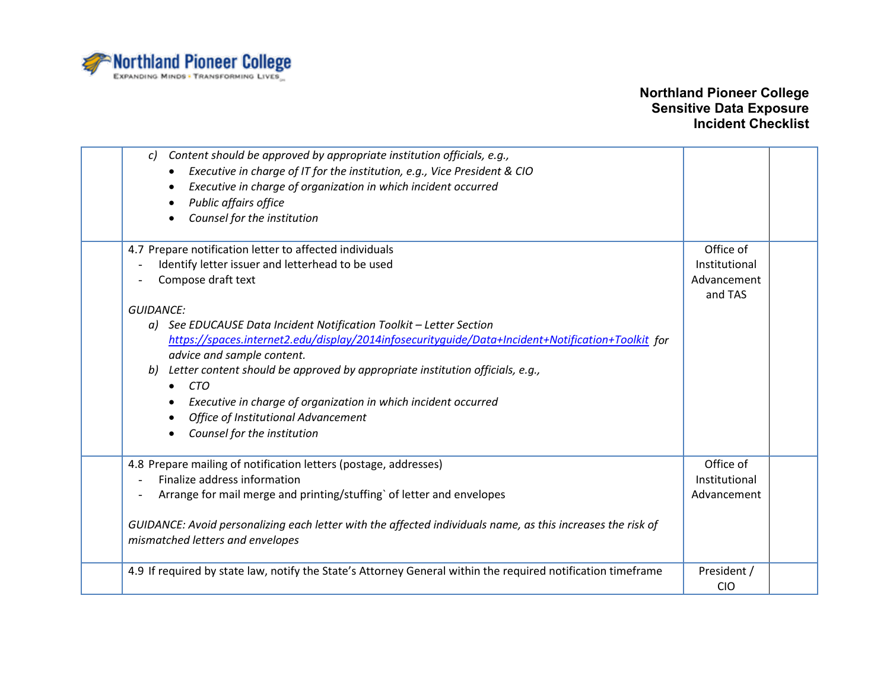| | | | |
|---|---|---|---|
| | *c) Content should be approved by appropriate institution officials, e.g.,*<br>• *Executive in charge of IT for the institution, e.g., Vice President & CIO*<br>• *Executive in charge of organization in which incident occurred*<br>• *Public affairs office*<br>• *Counsel for the institution* | | |
| | 4.7 Prepare notification letter to affected individuals<br>- Identify letter issuer and letterhead to be used<br>- Compose draft text<br><br>*GUIDANCE:*<br>*a) See EDUCAUSE Data Incident Notification Toolkit – Letter Section* [*https://spaces.internet2.edu/display/2014infosecurityguide/Data+Incident+Notification+Toolkit*](https://spaces.internet2.edu/display/2014infosecurityguide/Data+Incident+Notification+Toolkit) *for advice and sample content.*<br>*b) Letter content should be approved by appropriate institution officials, e.g.,*<br>• *CTO*<br>• *Executive in charge of organization in which incident occurred*<br>• *Office of Institutional Advancement*<br>• *Counsel for the institution* | Office of Institutional Advancement and TAS | |
| | 4.8 Prepare mailing of notification letters (postage, addresses)<br>- Finalize address information<br>- Arrange for mail merge and printing/stuffing` of letter and envelopes<br><br>*GUIDANCE: Avoid personalizing each letter with the affected individuals name, as this increases the risk of mismatched letters and envelopes* | Office of Institutional Advancement | |
| | 4.9 If required by state law, notify the State's Attorney General within the required notification timeframe | President / CIO | |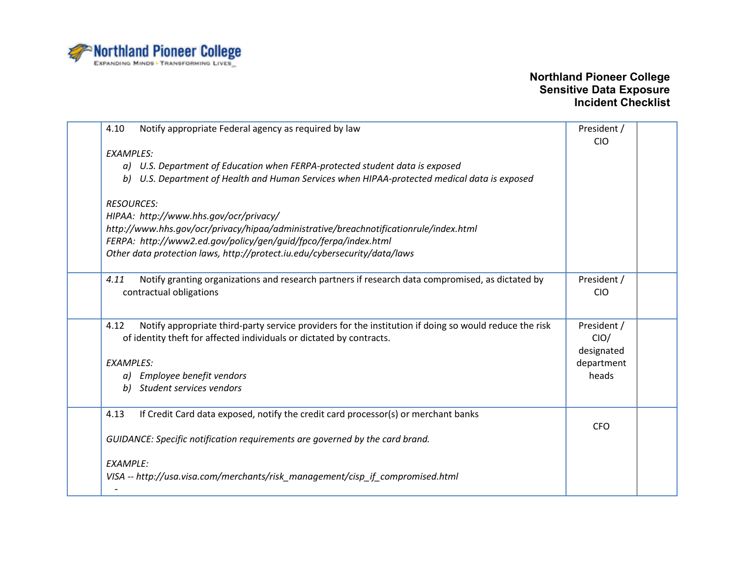| | | | |
|---|---|---|---|
| | 4.10 Notify appropriate Federal agency as required by law<br><br>*EXAMPLES:*<br>*a) U.S. Department of Education when FERPA-protected student data is exposed*<br>*b) U.S. Department of Health and Human Services when HIPAA-protected medical data is exposed*<br><br>*RESOURCES:*<br>*HIPAA: http://www.hhs.gov/ocr/privacy/*<br>*http://www.hhs.gov/ocr/privacy/hipaa/administrative/breachnotificationrule/index.html*<br>*FERPA: http://www2.ed.gov/policy/gen/guid/fpco/ferpa/index.html*<br>*Other data protection laws, http://protect.iu.edu/cybersecurity/data/laws* | President / CIO | |
| | *4.11* Notify granting organizations and research partners if research data compromised, as dictated by contractual obligations | President / CIO | |
| | 4.12 Notify appropriate third-party service providers for the institution if doing so would reduce the risk of identity theft for affected individuals or dictated by contracts.<br><br>*EXAMPLES:*<br>*a) Employee benefit vendors*<br>*b) Student services vendors* | President / CIO/ designated department heads | |
| | 4.13 If Credit Card data exposed, notify the credit card processor(s) or merchant banks<br><br>*GUIDANCE: Specific notification requirements are governed by the card brand.*<br><br>*EXAMPLE:*<br>*VISA -- http://usa.visa.com/merchants/risk_management/cisp_if_compromised.html*<br>- | CFO | |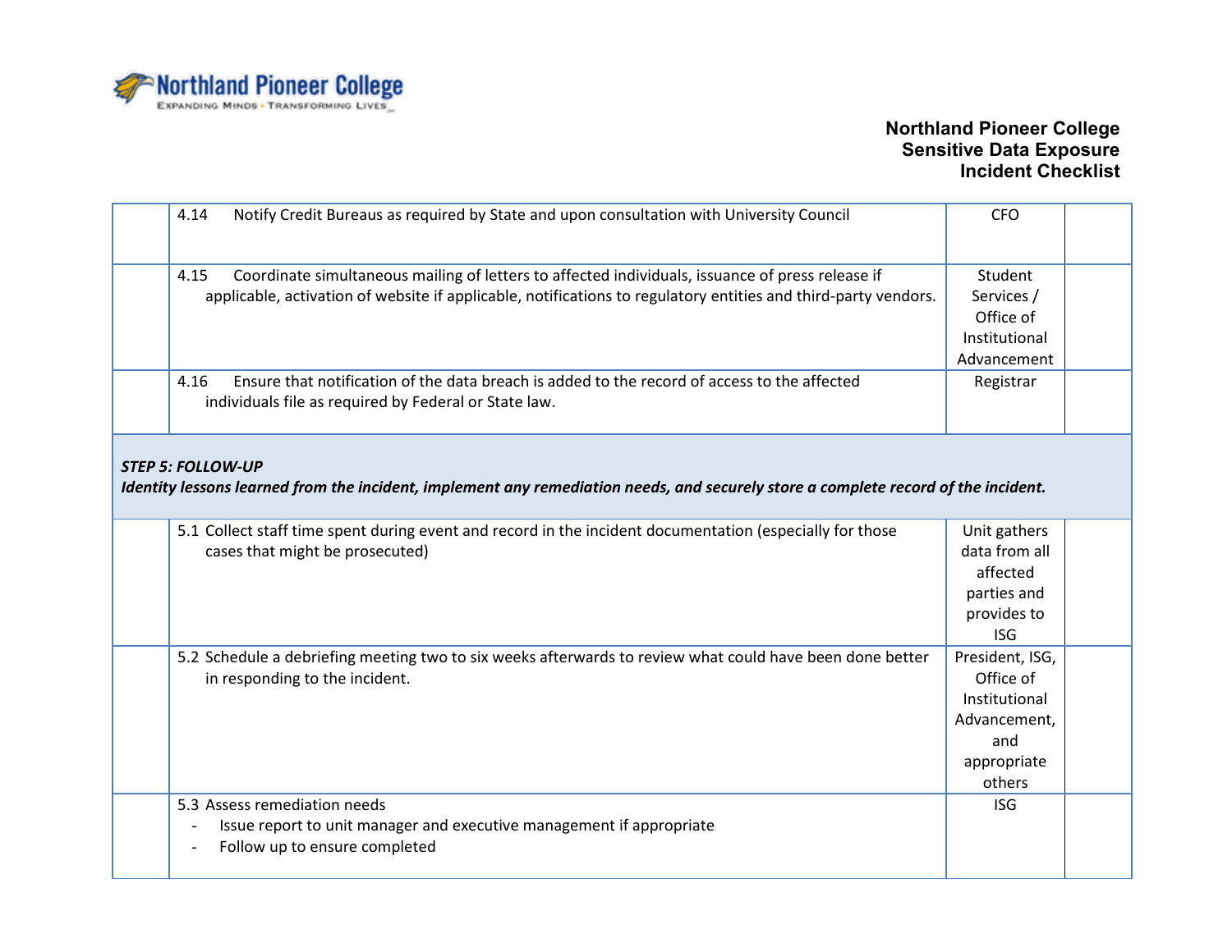| | | | |
|---|---|---|---|
| | 4.14 Notify Credit Bureaus as required by State and upon consultation with University Council | CFO | |
| | 4.15 Coordinate simultaneous mailing of letters to affected individuals, issuance of press release if applicable, activation of website if applicable, notifications to regulatory entities and third-party vendors. | Student Services / Office of Institutional Advancement | |
| | 4.16 Ensure that notification of the data breach is added to the record of access to the affected individuals file as required by Federal or State law. | Registrar | |
| ***STEP 5: FOLLOW-UP*** ***Identity lessons learned from the incident, implement any remediation needs, and securely store a complete record of the incident.*** | | | |
| | 5.1 Collect staff time spent during event and record in the incident documentation (especially for those cases that might be prosecuted) | Unit gathers data from all affected parties and provides to ISG | |
| | 5.2 Schedule a debriefing meeting two to six weeks afterwards to review what could have been done better in responding to the incident. | President, ISG, Office of Institutional Advancement, and appropriate others | |
| | 5.3 Assess remediation needs<br>- Issue report to unit manager and executive management if appropriate<br>- Follow up to ensure completed | ISG | |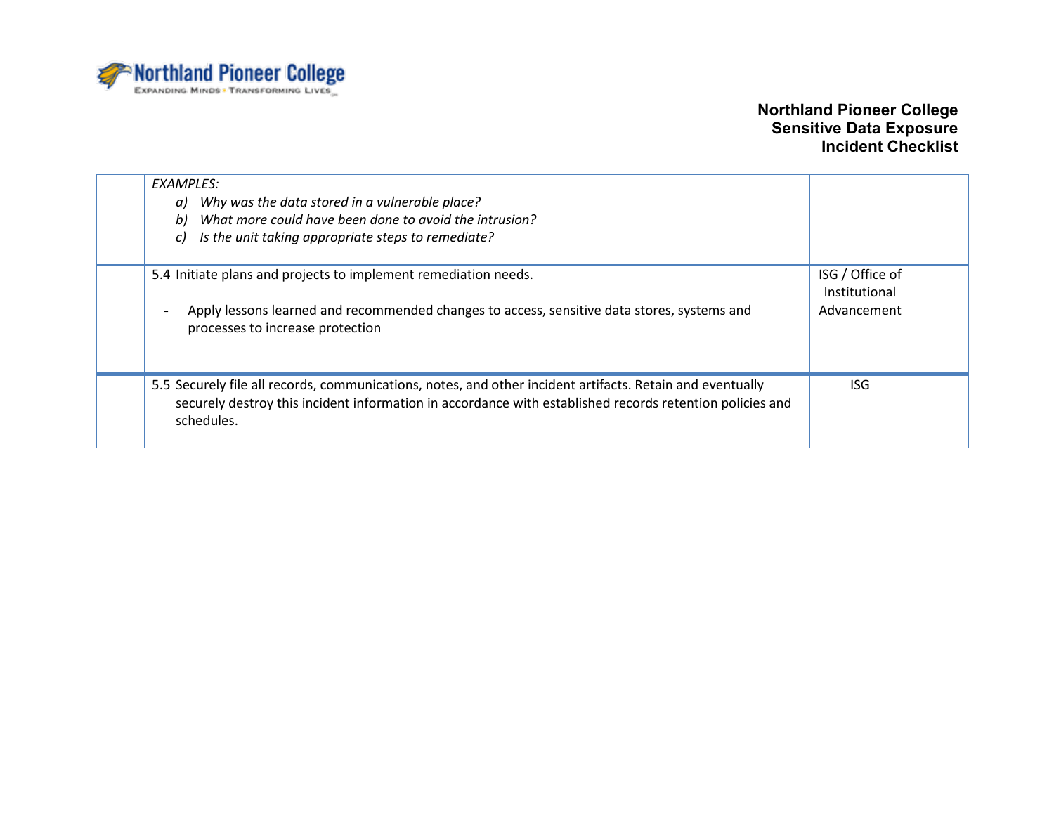| | | | |
|---|---|---|---|
| | *EXAMPLES:*<br>*a) Why was the data stored in a vulnerable place?*<br>*b) What more could have been done to avoid the intrusion?*<br>*c) Is the unit taking appropriate steps to remediate?* | | |
| | 5.4 Initiate plans and projects to implement remediation needs.<br><br>- Apply lessons learned and recommended changes to access, sensitive data stores, systems and processes to increase protection | ISG / Office of Institutional Advancement | |
| | 5.5 Securely file all records, communications, notes, and other incident artifacts. Retain and eventually securely destroy this incident information in accordance with established records retention policies and schedules. | ISG | |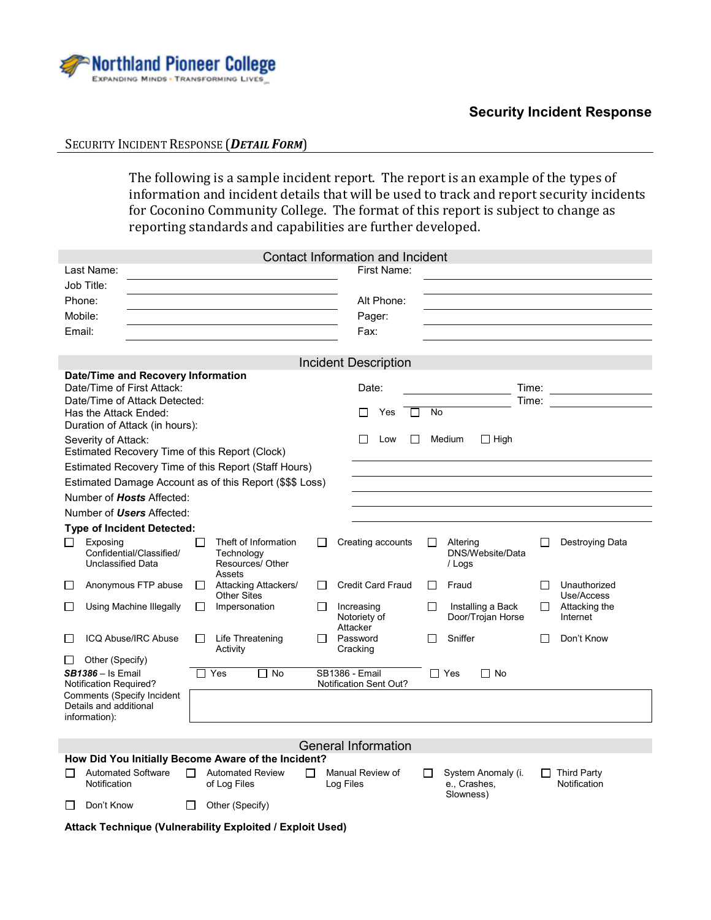Northland Pioneer College
EXPANDING MINDS • TRANSFORMING LIVES

## Security Incident Response

SECURITY INCIDENT RESPONSE (***DETAIL FORM***)

The following is a sample incident report. The report is an example of the types of information and incident details that will be used to track and report security incidents for Coconino Community College. The format of this report is subject to change as reporting standards and capabilities are further developed.

### Contact Information and Incident

| | | | |
|---|---|---|---|
| Last Name: | | First Name: | |
| Job Title: | | | |
| Phone: | | Alt Phone: | |
| Mobile: | | Pager: | |
| Email: | | Fax: | |

### Incident Description

**Date/Time and Recovery Information**

| | | |
|---|---|---|
| Date/Time of First Attack: | Date: | Time: |
| Date/Time of Attack Detected: | | Time: |
| Has the Attack Ended: | ☐ Yes ☐ No | |
| Duration of Attack (in hours): | | |
| Severity of Attack: | ☐ Low ☐ Medium ☐ High | |
| Estimated Recovery Time of this Report (Clock) | | |
| Estimated Recovery Time of this Report (Staff Hours) | | |
| Estimated Damage Account as of this Report ($$$ Loss) | | |
| Number of ***Hosts*** Affected: | | |
| Number of ***Users*** Affected: | | |

**Type of Incident Detected:**

| | | | | |
|---|---|---|---|---|
| ☐ Exposing Confidential/Classified/ Unclassified Data | ☐ Theft of Information Technology Resources/ Other Assets | ☐ Creating accounts | ☐ Altering DNS/Website/Data / Logs | ☐ Destroying Data |
| ☐ Anonymous FTP abuse | ☐ Attacking Attackers/ Other Sites | ☐ Credit Card Fraud | ☐ Fraud | ☐ Unauthorized Use/Access |
| ☐ Using Machine Illegally | ☐ Impersonation | ☐ Increasing Notoriety of Attacker | ☐ Installing a Back Door/Trojan Horse | ☐ Attacking the Internet |
| ☐ ICQ Abuse/IRC Abuse | ☐ Life Threatening Activity | ☐ Password Cracking | ☐ Sniffer | ☐ Don't Know |
| ☐ Other (Specify) | | | | |

| | | | |
|---|---|---|---|
| ***SB1386*** – Is Email Notification Required? | ☐ Yes ☐ No | SB1386 - Email Notification Sent Out? | ☐ Yes ☐ No |
| Comments (Specify Incident Details and additional information): | | | |

### General Information

**How Did You Initially Become Aware of the Incident?**

| | | | | |
|---|---|---|---|---|
| ☐ Automated Software Notification | ☐ Automated Review of Log Files | ☐ Manual Review of Log Files | ☐ System Anomaly (i. e., Crashes, Slowness) | ☐ Third Party Notification |
| ☐ Don't Know | ☐ Other (Specify) | | | |

**Attack Technique (Vulnerability Exploited / Exploit Used)**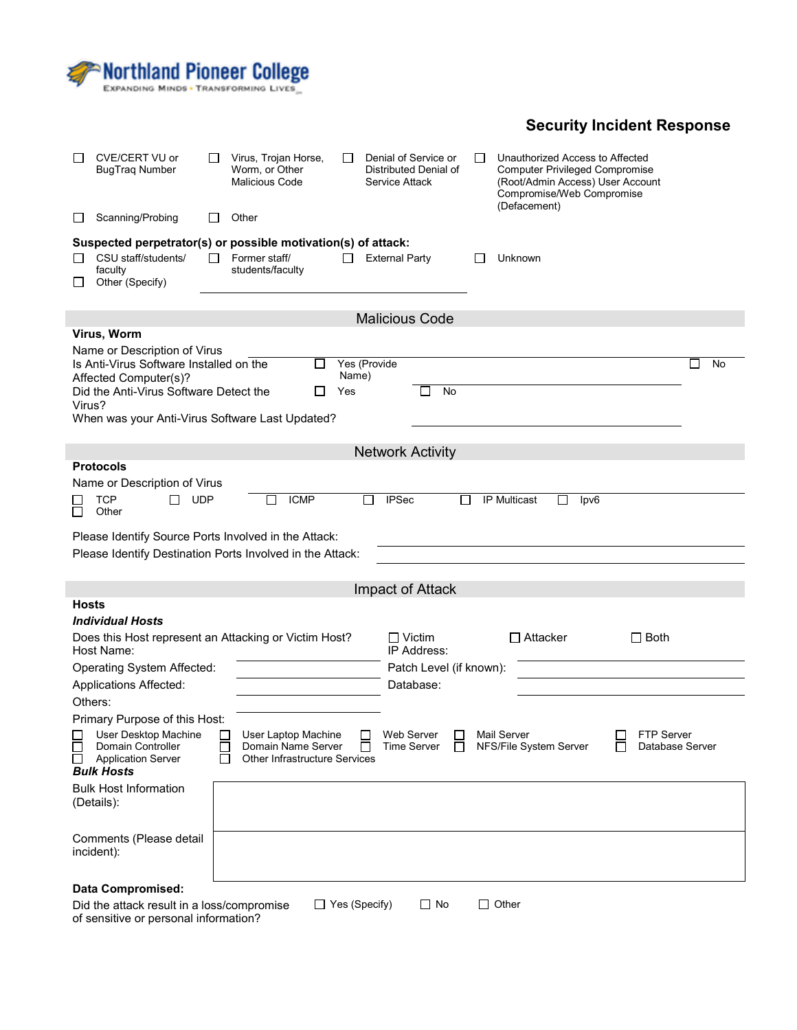Northland Pioneer College
EXPANDING MINDS • TRANSFORMING LIVES

## Security Incident Response

☐ CVE/CERT VU or BugTraq Number ☐ Virus, Trojan Horse, Worm, or Other Malicious Code ☐ Denial of Service or Distributed Denial of Service Attack ☐ Unauthorized Access to Affected Computer Privileged Compromise (Root/Admin Access) User Account Compromise/Web Compromise (Defacement)

☐ Scanning/Probing ☐ Other

**Suspected perpetrator(s) or possible motivation(s) of attack:**

☐ CSU staff/students/ faculty ☐ Former staff/ students/faculty ☐ External Party ☐ Unknown

☐ Other (Specify) ____________________

## Malicious Code

**Virus, Worm**

Name or Description of Virus ____________________

Is Anti-Virus Software Installed on the Affected Computer(s)? ☐ Yes (Provide Name) ____________________ ☐ No

Did the Anti-Virus Software Detect the Virus? ☐ Yes ☐ No

When was your Anti-Virus Software Last Updated? ____________________

## Network Activity

**Protocols**

Name or Description of Virus ____________________

☐ TCP ☐ UDP ☐ ICMP ☐ IPSec ☐ IP Multicast ☐ Ipv6

☐ Other

Please Identify Source Ports Involved in the Attack: ____________________

Please Identify Destination Ports Involved in the Attack: ____________________

## Impact of Attack

**Hosts**

***Individual Hosts***

Does this Host represent an Attacking or Victim Host? ☐ Victim ☐ Attacker ☐ Both

Host Name: ____________________ IP Address: ____________________

Operating System Affected: ____________________ Patch Level (if known): ____________________

Applications Affected: ____________________ Database: ____________________

Others: ____________________

Primary Purpose of this Host:

☐ User Desktop Machine ☐ User Laptop Machine ☐ Web Server ☐ Mail Server ☐ FTP Server

☐ Domain Controller ☐ Domain Name Server ☐ Time Server ☐ NFS/File System Server ☐ Database Server

☐ Application Server ☐ Other Infrastructure Services

***Bulk Hosts***

| | |
|---|---|
| Bulk Host Information (Details): | |
| Comments (Please detail incident): | |

**Data Compromised:**

Did the attack result in a loss/compromise of sensitive or personal information? ☐ Yes (Specify) ☐ No ☐ Other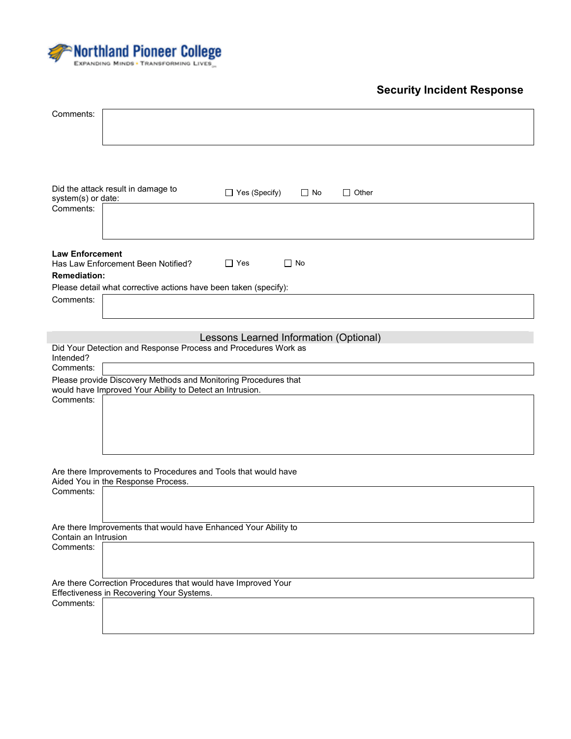Northland Pioneer College
EXPANDING MINDS • TRANSFORMING LIVES

## Security Incident Response

Comments:

Did the attack result in damage to system(s) or date: ☐ Yes (Specify) ☐ No ☐ Other

Comments:

**Law Enforcement**

Has Law Enforcement Been Notified? ☐ Yes ☐ No

**Remediation:**

Please detail what corrective actions have been taken (specify):

Comments:

### Lessons Learned Information (Optional)

Did Your Detection and Response Process and Procedures Work as Intended?

Comments:

Please provide Discovery Methods and Monitoring Procedures that would have Improved Your Ability to Detect an Intrusion.

Comments:

Are there Improvements to Procedures and Tools that would have Aided You in the Response Process.

Comments:

Are there Improvements that would have Enhanced Your Ability to Contain an Intrusion

Comments:

Are there Correction Procedures that would have Improved Your Effectiveness in Recovering Your Systems.

Comments: